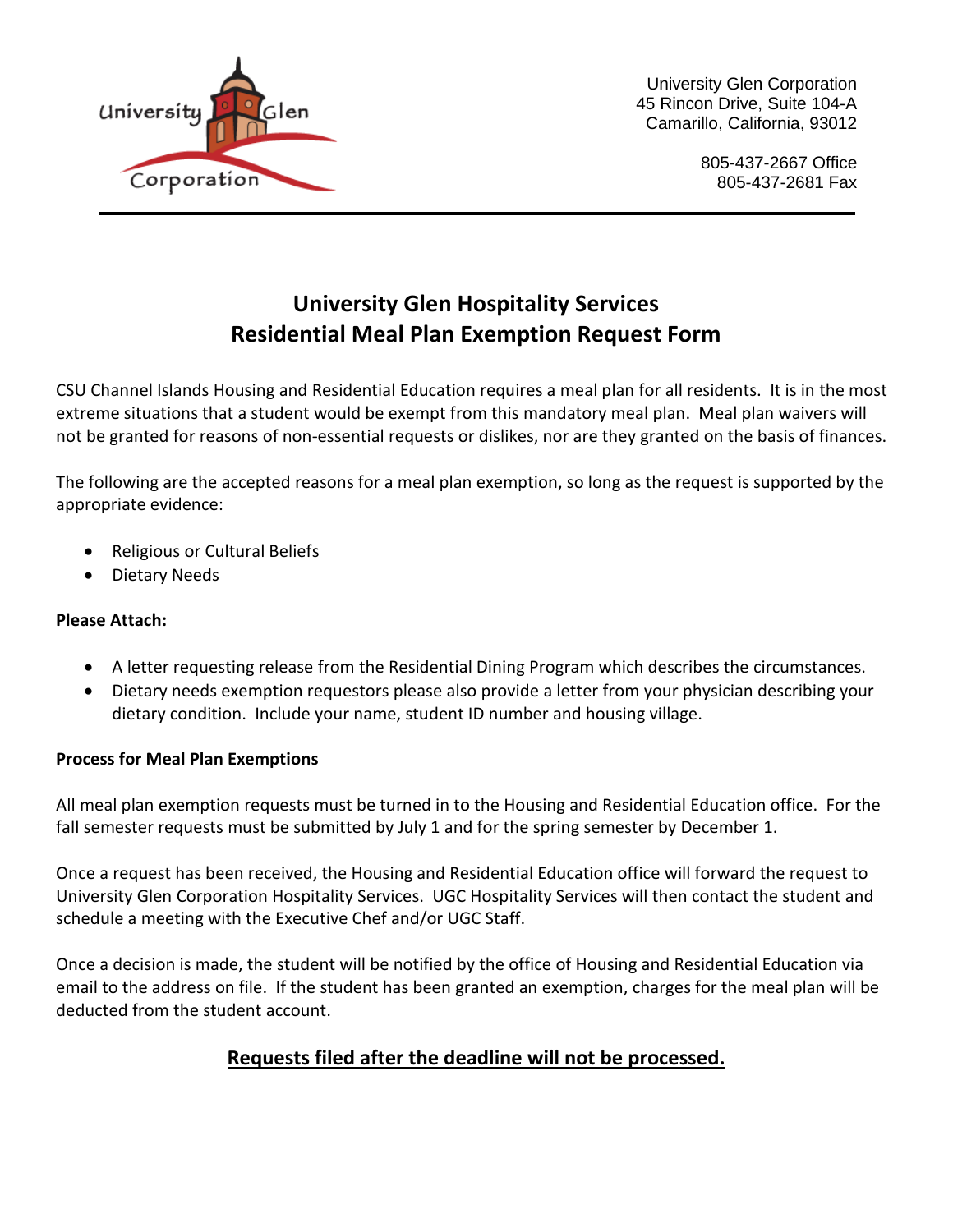University Glen Corporation
45 Rincon Drive, Suite 104-A
Camarillo, California, 93012

805-437-2667 Office
805-437-2681 Fax

# University Glen Hospitality Services
# Residential Meal Plan Exemption Request Form

CSU Channel Islands Housing and Residential Education requires a meal plan for all residents. It is in the most extreme situations that a student would be exempt from this mandatory meal plan. Meal plan waivers will not be granted for reasons of non-essential requests or dislikes, nor are they granted on the basis of finances.

The following are the accepted reasons for a meal plan exemption, so long as the request is supported by the appropriate evidence:

- Religious or Cultural Beliefs
- Dietary Needs

**Please Attach:**

- A letter requesting release from the Residential Dining Program which describes the circumstances.
- Dietary needs exemption requestors please also provide a letter from your physician describing your dietary condition. Include your name, student ID number and housing village.

**Process for Meal Plan Exemptions**

All meal plan exemption requests must be turned in to the Housing and Residential Education office. For the fall semester requests must be submitted by July 1 and for the spring semester by December 1.

Once a request has been received, the Housing and Residential Education office will forward the request to University Glen Corporation Hospitality Services. UGC Hospitality Services will then contact the student and schedule a meeting with the Executive Chef and/or UGC Staff.

Once a decision is made, the student will be notified by the office of Housing and Residential Education via email to the address on file. If the student has been granted an exemption, charges for the meal plan will be deducted from the student account.

**Requests filed after the deadline will not be processed.**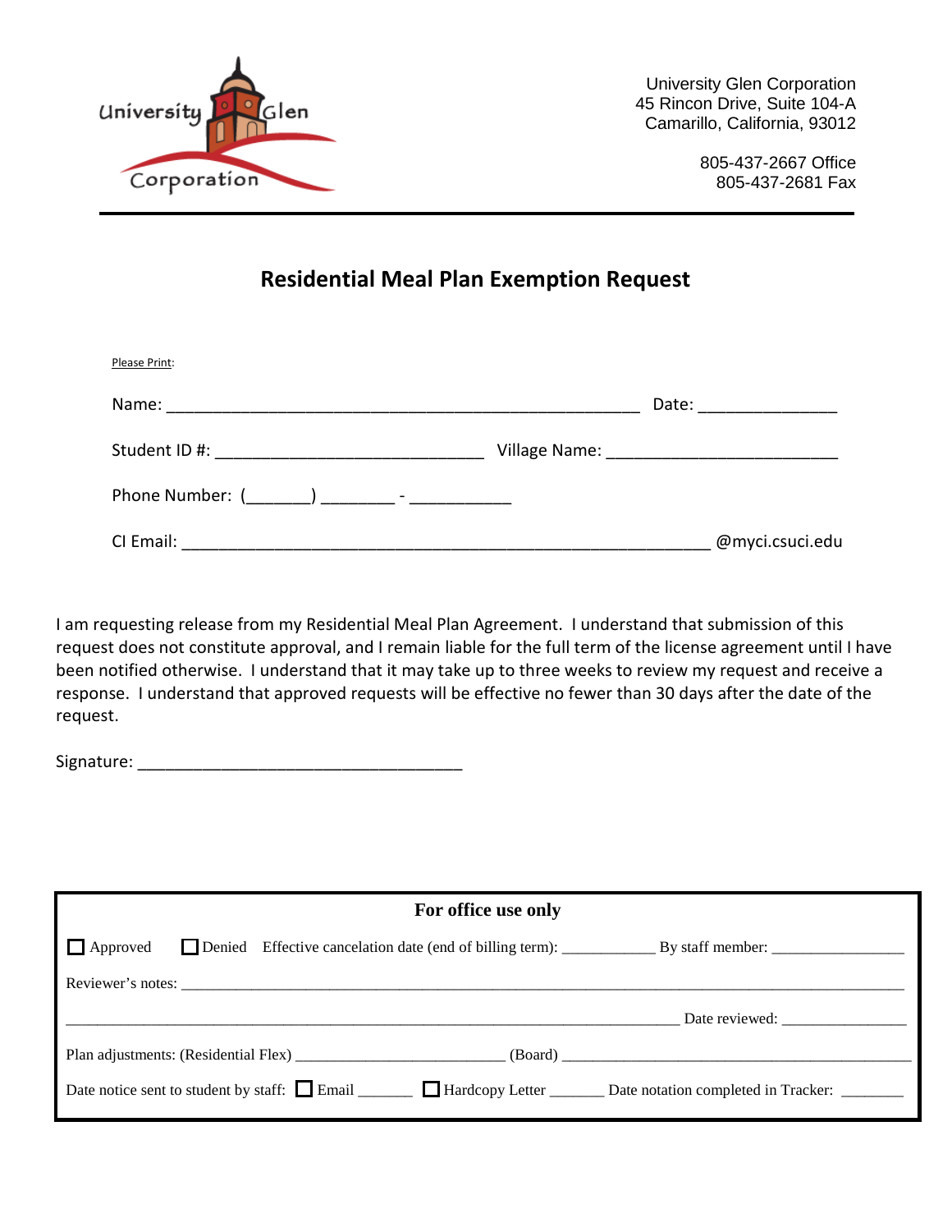University Glen Corporation
45 Rincon Drive, Suite 104-A
Camarillo, California, 93012

805-437-2667 Office
805-437-2681 Fax

# Residential Meal Plan Exemption Request

Please Print:

Name: ________________________________________________ Date: ______________

Student ID #: ___________________________ Village Name: _______________________

Phone Number: (______) _______ - __________

CI Email: ____________________________________________________ @myci.csuci.edu

I am requesting release from my Residential Meal Plan Agreement. I understand that submission of this request does not constitute approval, and I remain liable for the full term of the license agreement until I have been notified otherwise. I understand that it may take up to three weeks to review my request and receive a response. I understand that approved requests will be effective no fewer than 30 days after the date of the request.

Signature: _________________________________

**For office use only**

☐ Approved ☐ Denied Effective cancelation date (end of billing term): __________ By staff member: ______________

Reviewer's notes: ____________________________________________________________________________

_________________________________________________________________ Date reviewed: ______________

Plan adjustments: (Residential Flex) ______________________ (Board) ______________________________________

Date notice sent to student by staff: ☐ Email ______ ☐ Hardcopy Letter ______ Date notation completed in Tracker: _______